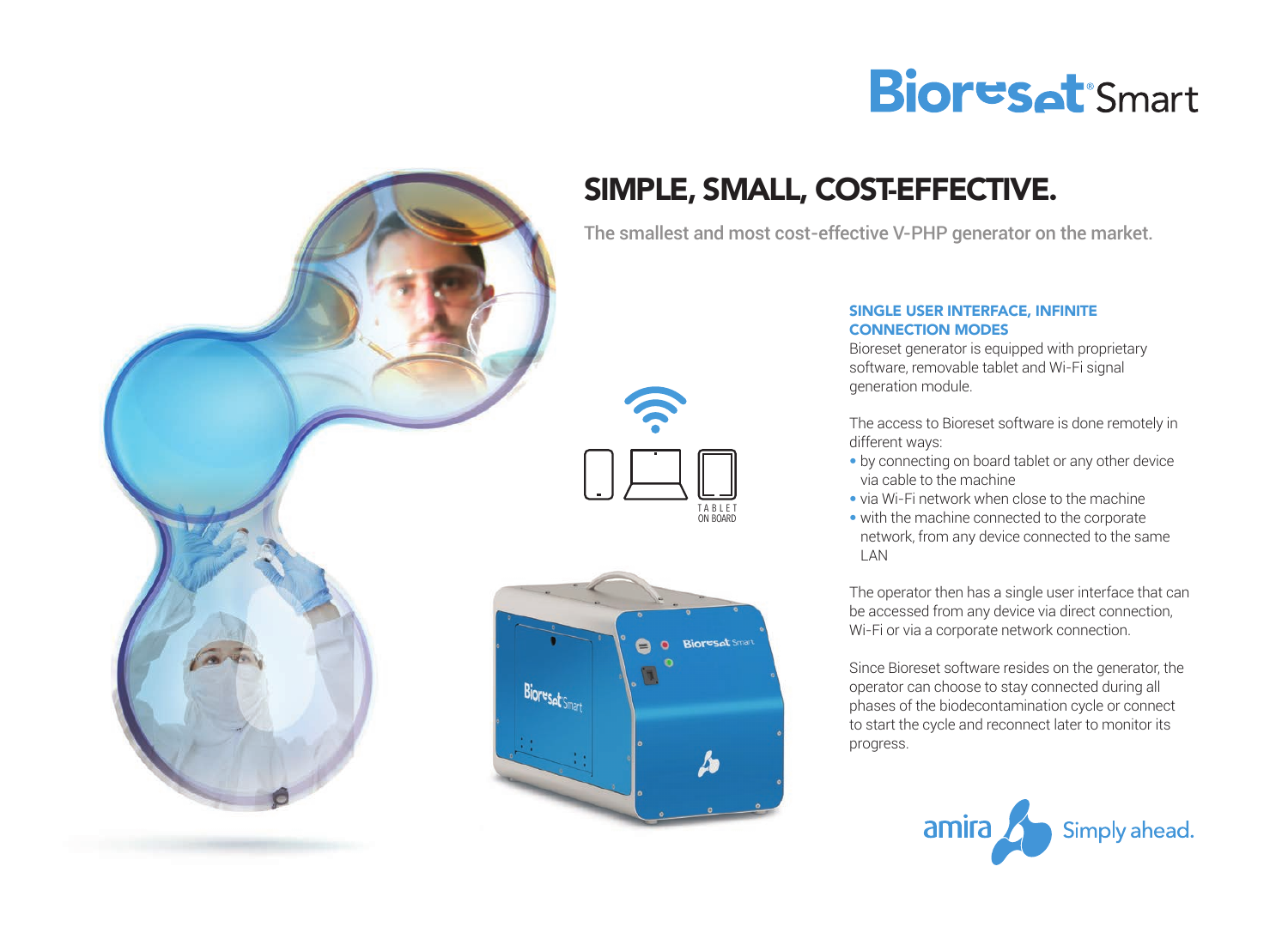# Bioreset Smart

## SIMPLE, SMALL, COST-EFFECTIVE.

The smallest and most cost-effective V-PHP generator on the market.

TABLET ON BOARD

### SINGLE USER INTERFACE, INFINITE CONNECTION MODES

Bioreset generator is equipped with proprietary software, removable tablet and Wi-Fi signal generation module.

The access to Bioreset software is done remotely in different ways:

- by connecting on board tablet or any other device via cable to the machine
- via Wi-Fi network when close to the machine
- with the machine connected to the corporate network, from any device connected to the same LAN

The operator then has a single user interface that can be accessed from any device via direct connection, Wi-Fi or via a corporate network connection.

Since Bioreset software resides on the generator, the operator can choose to stay connected during all phases of the biodecontamination cycle or connect to start the cycle and reconnect later to monitor its progress.

amira Simply ahead.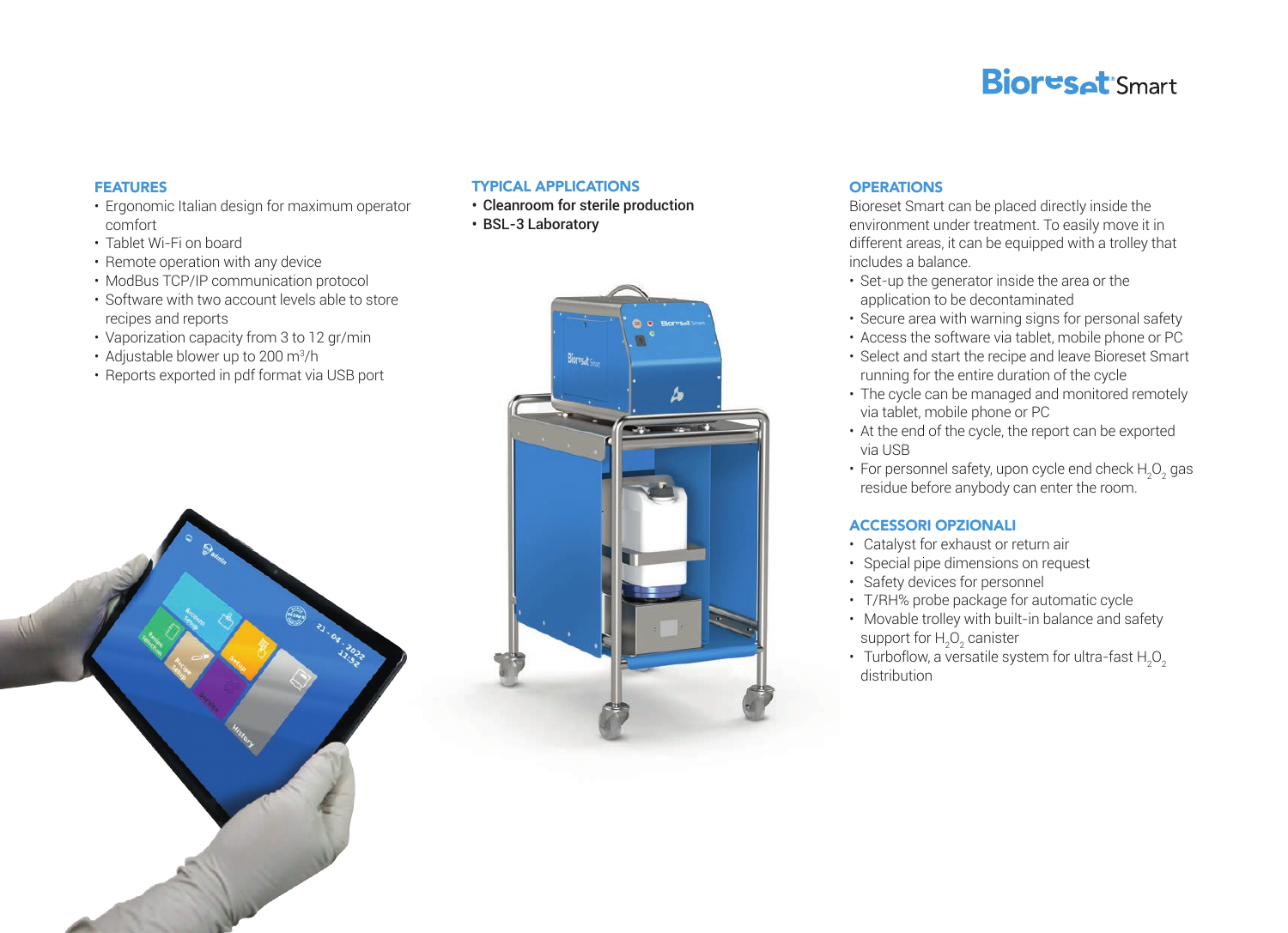# Bioreset Smart

## FEATURES

- Ergonomic Italian design for maximum operator comfort
- Tablet Wi-Fi on board
- Remote operation with any device
- ModBus TCP/IP communication protocol
- Software with two account levels able to store recipes and reports
- Vaporization capacity from 3 to 12 gr/min
- Adjustable blower up to 200 $m^3$/h
- Reports exported in pdf format via USB port

## TYPICAL APPLICATIONS

- **Cleanroom for sterile production**
- **BSL-3 Laboratory**

## OPERATIONS

Bioreset Smart can be placed directly inside the environment under treatment. To easily move it in different areas, it can be equipped with a trolley that includes a balance.

- Set-up the generator inside the area or the application to be decontaminated
- Secure area with warning signs for personal safety
- Access the software via tablet, mobile phone or PC
- Select and start the recipe and leave Bioreset Smart running for the entire duration of the cycle
- The cycle can be managed and monitored remotely via tablet, mobile phone or PC
- At the end of the cycle, the report can be exported via USB
- For personnel safety, upon cycle end check $H_2O_2$ gas residue before anybody can enter the room.

## ACCESSORI OPZIONALI

- Catalyst for exhaust or return air
- Special pipe dimensions on request
- Safety devices for personnel
- T/RH% probe package for automatic cycle
- Movable trolley with built-in balance and safety support for $H_2O_2$ canister
- Turboflow, a versatile system for ultra-fast $H_2O_2$ distribution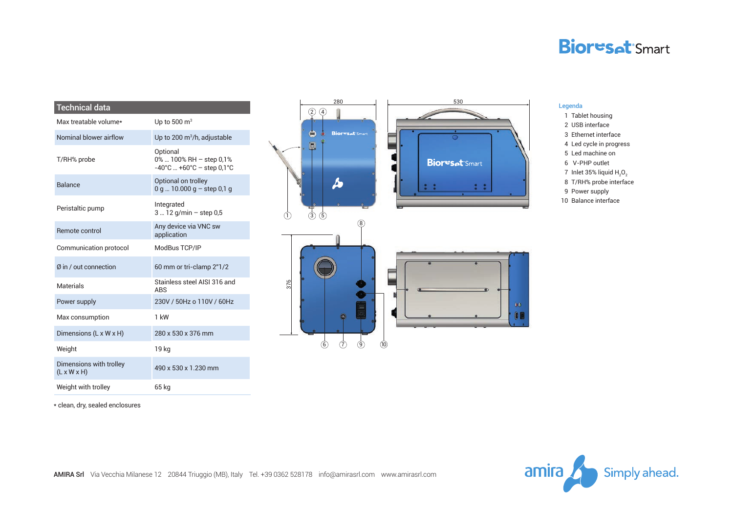# Bioreset Smart

## Technical data

| | |
|---|---|
| Max treatable volume* | Up to 500 m$^3$ |
| Nominal blower airflow | Up to 200 m$^3$/h, adjustable |
| T/RH% probe | Optional<br>0% … 100% RH – step 0,1%<br>-40°C … +60°C – step 0,1°C |
| Balance | Optional on trolley<br>0 g … 10.000 g – step 0,1 g |
| Peristaltic pump | Integrated<br>3 … 12 g/min – step 0,5 |
| Remote control | Any device via VNC sw application |
| Communication protocol | ModBus TCP/IP |
| Ø in / out connection | 60 mm or tri-clamp 2"1/2 |
| Materials | Stainless steel AISI 316 and ABS |
| Power supply | 230V / 50Hz o 110V / 60Hz |
| Max consumption | 1 kW |
| Dimensions (L x W x H) | 280 x 530 x 376 mm |
| Weight | 19 kg |
| Dimensions with trolley (L x W x H) | 490 x 530 x 1.230 mm |
| Weight with trolley | 65 kg |

* clean, dry, sealed enclosures

280

530

376

### Legenda

1 Tablet housing
2 USB interface
3 Ethernet interface
4 Led cycle in progress
5 Led machine on
6 V-PHP outlet
7 Inlet 35% liquid $H_2O_2$
8 T/RH% probe interface
9 Power supply
10 Balance interface

**AMIRA Srl** Via Vecchia Milanese 12 20844 Triuggio (MB), Italy Tel. +39 0362 528178 info@amirasrl.com www.amirasrl.com

amira Simply ahead.